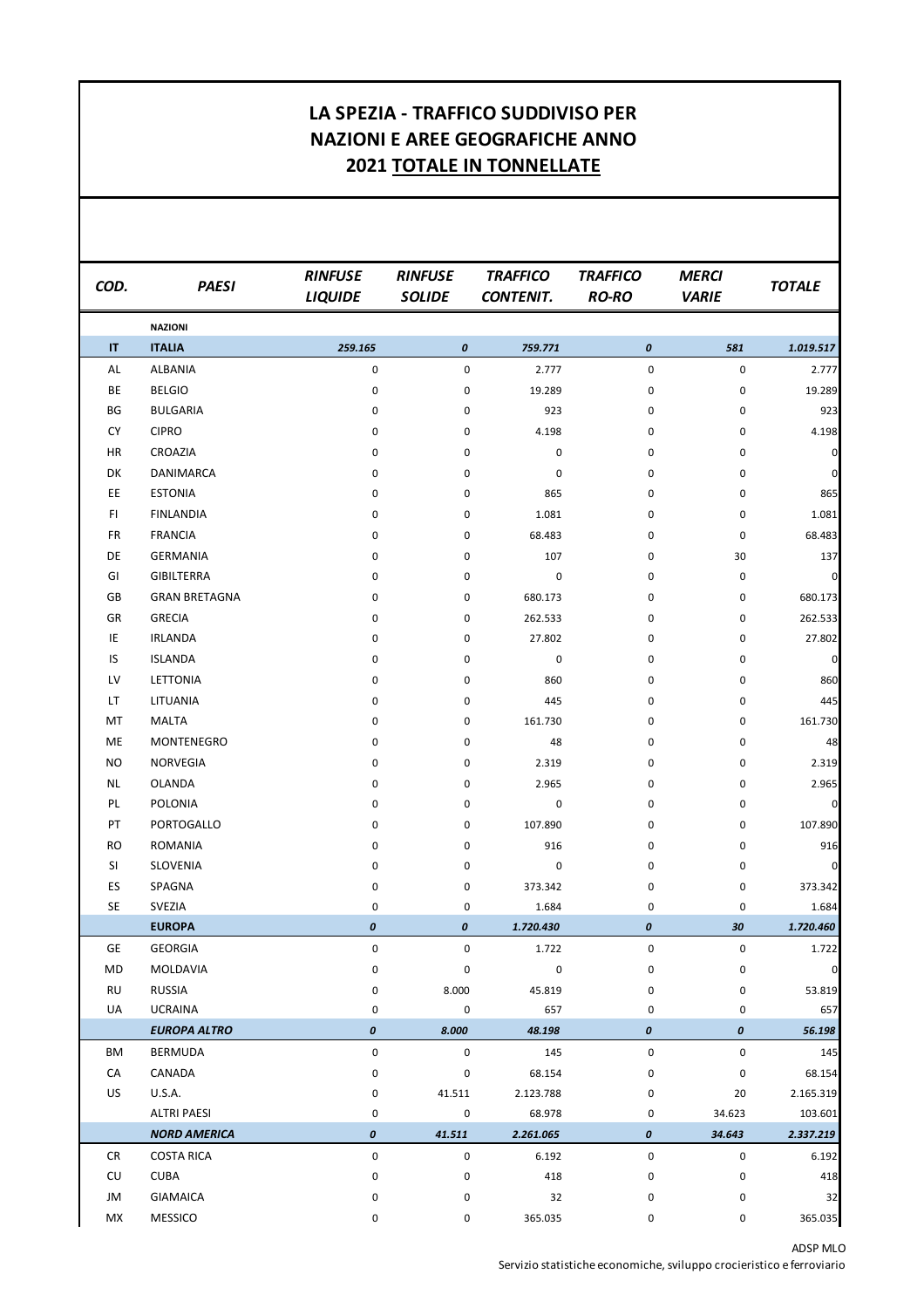# LA SPEZIA - TRAFFICO SUDDIVISO PER NAZIONI E AREE GEOGRAFICHE ANNO 2021 TOTALE IN TONNELLATE

| COD. | PAESI | RINFUSE LIQUIDE | RINFUSE SOLIDE | TRAFFICO CONTENIT. | TRAFFICO RO-RO | MERCI VARIE | TOTALE |
|---|---|---|---|---|---|---|---|
| | **NAZIONI** | | | | | | |
| **IT** | **ITALIA** | ***259.165*** | ***0*** | ***759.771*** | ***0*** | ***581*** | ***1.019.517*** |
| AL | ALBANIA | 0 | 0 | 2.777 | 0 | 0 | 2.777 |
| BE | BELGIO | 0 | 0 | 19.289 | 0 | 0 | 19.289 |
| BG | BULGARIA | 0 | 0 | 923 | 0 | 0 | 923 |
| CY | CIPRO | 0 | 0 | 4.198 | 0 | 0 | 4.198 |
| HR | CROAZIA | 0 | 0 | 0 | 0 | 0 | 0 |
| DK | DANIMARCA | 0 | 0 | 0 | 0 | 0 | 0 |
| EE | ESTONIA | 0 | 0 | 865 | 0 | 0 | 865 |
| FI | FINLANDIA | 0 | 0 | 1.081 | 0 | 0 | 1.081 |
| FR | FRANCIA | 0 | 0 | 68.483 | 0 | 0 | 68.483 |
| DE | GERMANIA | 0 | 0 | 107 | 0 | 30 | 137 |
| GI | GIBILTERRA | 0 | 0 | 0 | 0 | 0 | 0 |
| GB | GRAN BRETAGNA | 0 | 0 | 680.173 | 0 | 0 | 680.173 |
| GR | GRECIA | 0 | 0 | 262.533 | 0 | 0 | 262.533 |
| IE | IRLANDA | 0 | 0 | 27.802 | 0 | 0 | 27.802 |
| IS | ISLANDA | 0 | 0 | 0 | 0 | 0 | 0 |
| LV | LETTONIA | 0 | 0 | 860 | 0 | 0 | 860 |
| LT | LITUANIA | 0 | 0 | 445 | 0 | 0 | 445 |
| MT | MALTA | 0 | 0 | 161.730 | 0 | 0 | 161.730 |
| ME | MONTENEGRO | 0 | 0 | 48 | 0 | 0 | 48 |
| NO | NORVEGIA | 0 | 0 | 2.319 | 0 | 0 | 2.319 |
| NL | OLANDA | 0 | 0 | 2.965 | 0 | 0 | 2.965 |
| PL | POLONIA | 0 | 0 | 0 | 0 | 0 | 0 |
| PT | PORTOGALLO | 0 | 0 | 107.890 | 0 | 0 | 107.890 |
| RO | ROMANIA | 0 | 0 | 916 | 0 | 0 | 916 |
| SI | SLOVENIA | 0 | 0 | 0 | 0 | 0 | 0 |
| ES | SPAGNA | 0 | 0 | 373.342 | 0 | 0 | 373.342 |
| SE | SVEZIA | 0 | 0 | 1.684 | 0 | 0 | 1.684 |
| | **EUROPA** | ***0*** | ***0*** | ***1.720.430*** | ***0*** | ***30*** | ***1.720.460*** |
| GE | GEORGIA | 0 | 0 | 1.722 | 0 | 0 | 1.722 |
| MD | MOLDAVIA | 0 | 0 | 0 | 0 | 0 | 0 |
| RU | RUSSIA | 0 | 8.000 | 45.819 | 0 | 0 | 53.819 |
| UA | UCRAINA | 0 | 0 | 657 | 0 | 0 | 657 |
| | ***EUROPA ALTRO*** | ***0*** | ***8.000*** | ***48.198*** | ***0*** | ***0*** | ***56.198*** |
| BM | BERMUDA | 0 | 0 | 145 | 0 | 0 | 145 |
| CA | CANADA | 0 | 0 | 68.154 | 0 | 0 | 68.154 |
| US | U.S.A. | 0 | 41.511 | 2.123.788 | 0 | 20 | 2.165.319 |
| | ALTRI PAESI | 0 | 0 | 68.978 | 0 | 34.623 | 103.601 |
| | ***NORD AMERICA*** | ***0*** | ***41.511*** | ***2.261.065*** | ***0*** | ***34.643*** | ***2.337.219*** |
| CR | COSTA RICA | 0 | 0 | 6.192 | 0 | 0 | 6.192 |
| CU | CUBA | 0 | 0 | 418 | 0 | 0 | 418 |
| JM | GIAMAICA | 0 | 0 | 32 | 0 | 0 | 32 |
| MX | MESSICO | 0 | 0 | 365.035 | 0 | 0 | 365.035 |

ADSP MLO
Servizio statistiche economiche, sviluppo crocieristico e ferroviario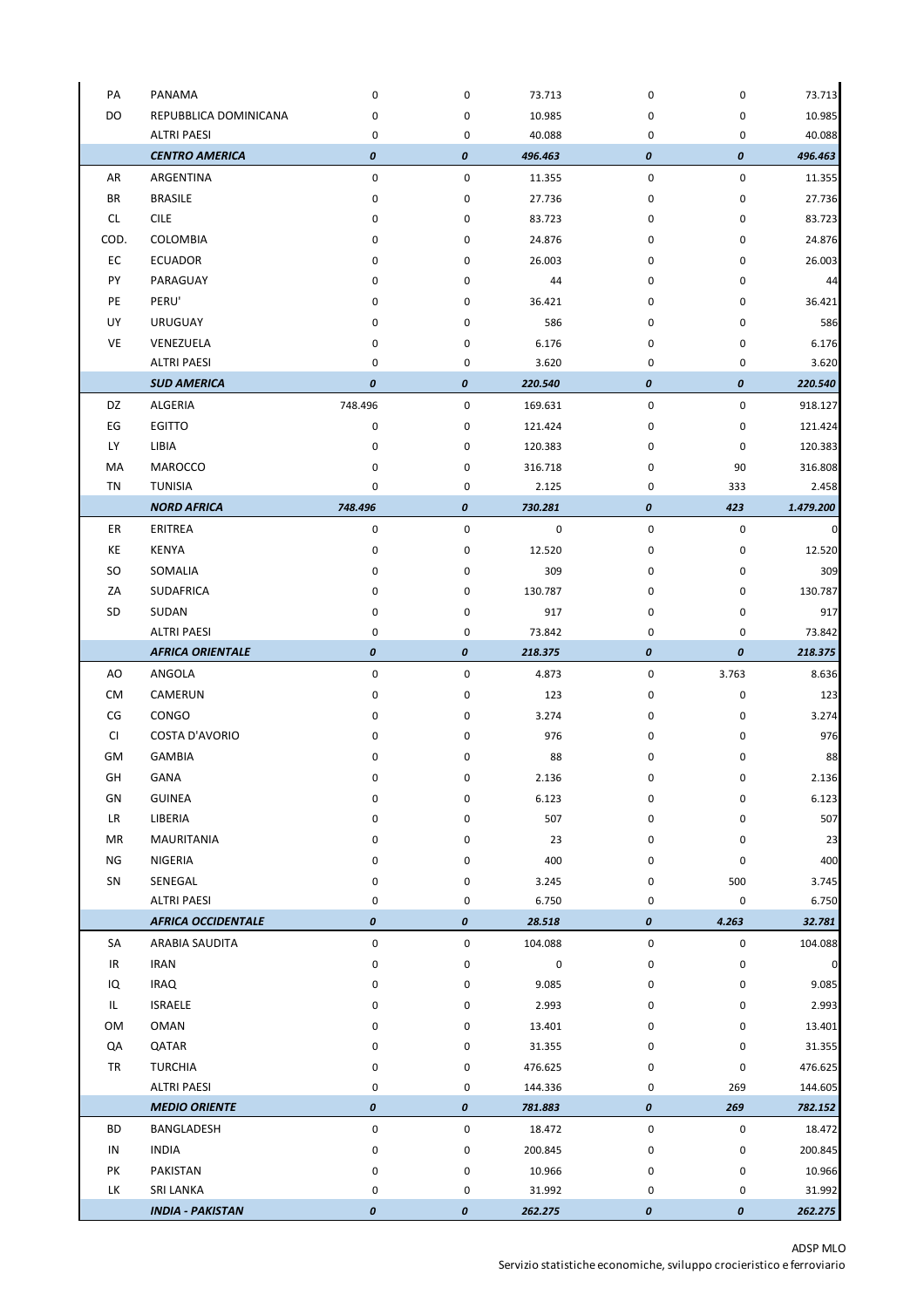| | | | | | | | |
|---|---|---|---|---|---|---|---|
| PA | PANAMA | 0 | 0 | 73.713 | 0 | 0 | 73.713 |
| DO | REPUBBLICA DOMINICANA | 0 | 0 | 10.985 | 0 | 0 | 10.985 |
| | ALTRI PAESI | 0 | 0 | 40.088 | 0 | 0 | 40.088 |
| | ***CENTRO AMERICA*** | ***0*** | ***0*** | ***496.463*** | ***0*** | ***0*** | ***496.463*** |
| AR | ARGENTINA | 0 | 0 | 11.355 | 0 | 0 | 11.355 |
| BR | BRASILE | 0 | 0 | 27.736 | 0 | 0 | 27.736 |
| CL | CILE | 0 | 0 | 83.723 | 0 | 0 | 83.723 |
| COD. | COLOMBIA | 0 | 0 | 24.876 | 0 | 0 | 24.876 |
| EC | ECUADOR | 0 | 0 | 26.003 | 0 | 0 | 26.003 |
| PY | PARAGUAY | 0 | 0 | 44 | 0 | 0 | 44 |
| PE | PERU' | 0 | 0 | 36.421 | 0 | 0 | 36.421 |
| UY | URUGUAY | 0 | 0 | 586 | 0 | 0 | 586 |
| VE | VENEZUELA | 0 | 0 | 6.176 | 0 | 0 | 6.176 |
| | ALTRI PAESI | 0 | 0 | 3.620 | 0 | 0 | 3.620 |
| | ***SUD AMERICA*** | ***0*** | ***0*** | ***220.540*** | ***0*** | ***0*** | ***220.540*** |
| DZ | ALGERIA | 748.496 | 0 | 169.631 | 0 | 0 | 918.127 |
| EG | EGITTO | 0 | 0 | 121.424 | 0 | 0 | 121.424 |
| LY | LIBIA | 0 | 0 | 120.383 | 0 | 0 | 120.383 |
| MA | MAROCCO | 0 | 0 | 316.718 | 0 | 90 | 316.808 |
| TN | TUNISIA | 0 | 0 | 2.125 | 0 | 333 | 2.458 |
| | ***NORD AFRICA*** | ***748.496*** | ***0*** | ***730.281*** | ***0*** | ***423*** | ***1.479.200*** |
| ER | ERITREA | 0 | 0 | 0 | 0 | 0 | 0 |
| KE | KENYA | 0 | 0 | 12.520 | 0 | 0 | 12.520 |
| SO | SOMALIA | 0 | 0 | 309 | 0 | 0 | 309 |
| ZA | SUDAFRICA | 0 | 0 | 130.787 | 0 | 0 | 130.787 |
| SD | SUDAN | 0 | 0 | 917 | 0 | 0 | 917 |
| | ALTRI PAESI | 0 | 0 | 73.842 | 0 | 0 | 73.842 |
| | ***AFRICA ORIENTALE*** | ***0*** | ***0*** | ***218.375*** | ***0*** | ***0*** | ***218.375*** |
| AO | ANGOLA | 0 | 0 | 4.873 | 0 | 3.763 | 8.636 |
| CM | CAMERUN | 0 | 0 | 123 | 0 | 0 | 123 |
| CG | CONGO | 0 | 0 | 3.274 | 0 | 0 | 3.274 |
| CI | COSTA D'AVORIO | 0 | 0 | 976 | 0 | 0 | 976 |
| GM | GAMBIA | 0 | 0 | 88 | 0 | 0 | 88 |
| GH | GANA | 0 | 0 | 2.136 | 0 | 0 | 2.136 |
| GN | GUINEA | 0 | 0 | 6.123 | 0 | 0 | 6.123 |
| LR | LIBERIA | 0 | 0 | 507 | 0 | 0 | 507 |
| MR | MAURITANIA | 0 | 0 | 23 | 0 | 0 | 23 |
| NG | NIGERIA | 0 | 0 | 400 | 0 | 0 | 400 |
| SN | SENEGAL | 0 | 0 | 3.245 | 0 | 500 | 3.745 |
| | ALTRI PAESI | 0 | 0 | 6.750 | 0 | 0 | 6.750 |
| | ***AFRICA OCCIDENTALE*** | ***0*** | ***0*** | ***28.518*** | ***0*** | ***4.263*** | ***32.781*** |
| SA | ARABIA SAUDITA | 0 | 0 | 104.088 | 0 | 0 | 104.088 |
| IR | IRAN | 0 | 0 | 0 | 0 | 0 | 0 |
| IQ | IRAQ | 0 | 0 | 9.085 | 0 | 0 | 9.085 |
| IL | ISRAELE | 0 | 0 | 2.993 | 0 | 0 | 2.993 |
| OM | OMAN | 0 | 0 | 13.401 | 0 | 0 | 13.401 |
| QA | QATAR | 0 | 0 | 31.355 | 0 | 0 | 31.355 |
| TR | TURCHIA | 0 | 0 | 476.625 | 0 | 0 | 476.625 |
| | ALTRI PAESI | 0 | 0 | 144.336 | 0 | 269 | 144.605 |
| | ***MEDIO ORIENTE*** | ***0*** | ***0*** | ***781.883*** | ***0*** | ***269*** | ***782.152*** |
| BD | BANGLADESH | 0 | 0 | 18.472 | 0 | 0 | 18.472 |
| IN | INDIA | 0 | 0 | 200.845 | 0 | 0 | 200.845 |
| PK | PAKISTAN | 0 | 0 | 10.966 | 0 | 0 | 10.966 |
| LK | SRI LANKA | 0 | 0 | 31.992 | 0 | 0 | 31.992 |
| | ***INDIA - PAKISTAN*** | ***0*** | ***0*** | ***262.275*** | ***0*** | ***0*** | ***262.275*** |

ADSP MLO
Servizio statistiche economiche, sviluppo crocieristico e ferroviario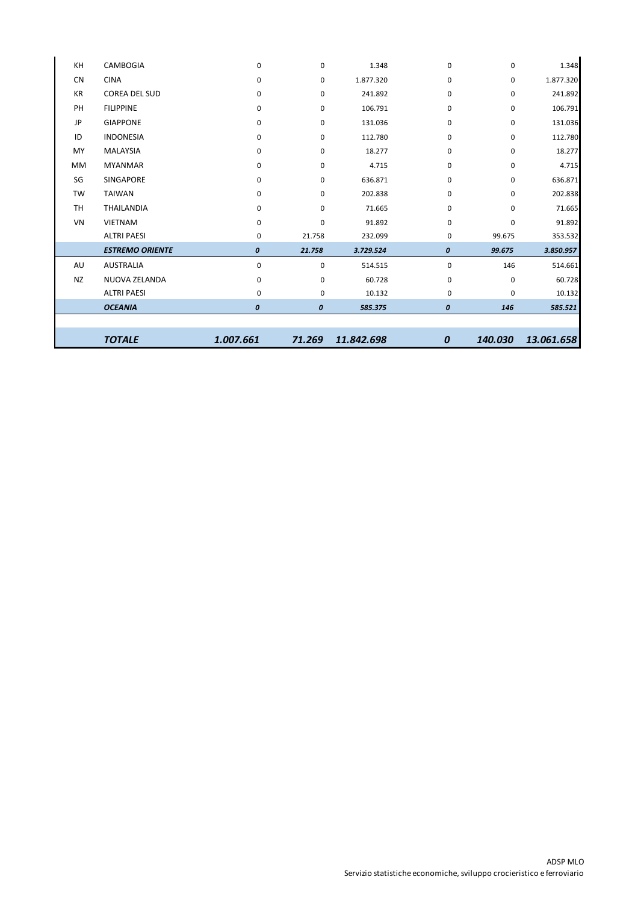| | | | | | | | |
|---|---|---|---|---|---|---|---|
| KH | CAMBOGIA | 0 | 0 | 1.348 | 0 | 0 | 1.348 |
| CN | CINA | 0 | 0 | 1.877.320 | 0 | 0 | 1.877.320 |
| KR | COREA DEL SUD | 0 | 0 | 241.892 | 0 | 0 | 241.892 |
| PH | FILIPPINE | 0 | 0 | 106.791 | 0 | 0 | 106.791 |
| JP | GIAPPONE | 0 | 0 | 131.036 | 0 | 0 | 131.036 |
| ID | INDONESIA | 0 | 0 | 112.780 | 0 | 0 | 112.780 |
| MY | MALAYSIA | 0 | 0 | 18.277 | 0 | 0 | 18.277 |
| MM | MYANMAR | 0 | 0 | 4.715 | 0 | 0 | 4.715 |
| SG | SINGAPORE | 0 | 0 | 636.871 | 0 | 0 | 636.871 |
| TW | TAIWAN | 0 | 0 | 202.838 | 0 | 0 | 202.838 |
| TH | THAILANDIA | 0 | 0 | 71.665 | 0 | 0 | 71.665 |
| VN | VIETNAM | 0 | 0 | 91.892 | 0 | 0 | 91.892 |
| | ALTRI PAESI | 0 | 21.758 | 232.099 | 0 | 99.675 | 353.532 |
| | ***ESTREMO ORIENTE*** | ***0*** | ***21.758*** | ***3.729.524*** | ***0*** | ***99.675*** | ***3.850.957*** |
| AU | AUSTRALIA | 0 | 0 | 514.515 | 0 | 146 | 514.661 |
| NZ | NUOVA ZELANDA | 0 | 0 | 60.728 | 0 | 0 | 60.728 |
| | ALTRI PAESI | 0 | 0 | 10.132 | 0 | 0 | 10.132 |
| | ***OCEANIA*** | ***0*** | ***0*** | ***585.375*** | ***0*** | ***146*** | ***585.521*** |
| | | | | | | | |
| | ***TOTALE*** | ***1.007.661*** | ***71.269*** | ***11.842.698*** | ***0*** | ***140.030*** | ***13.061.658*** |

ADSP MLO
Servizio statistiche economiche, sviluppo crocieristico e ferroviario